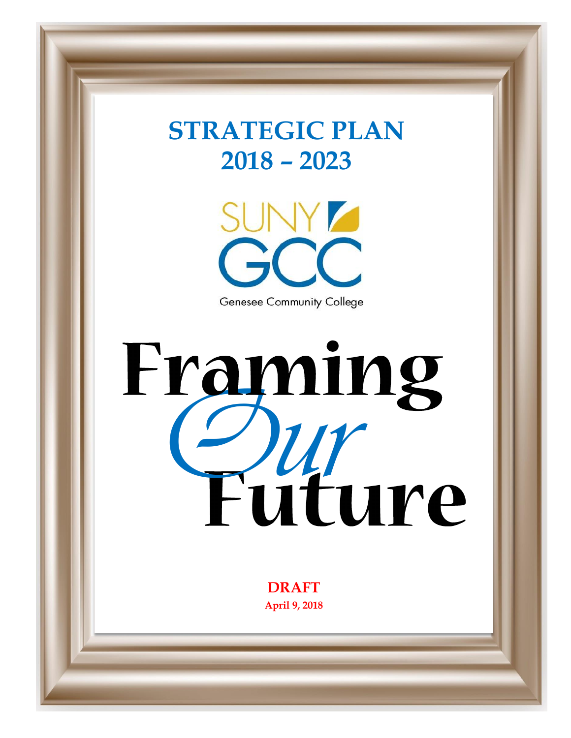# STRATEGIC PLAN 2018 – 2023

SUNY GCC

Genesee Community College

# Framing *Our* Future

**DRAFT**

**April 9, 2018**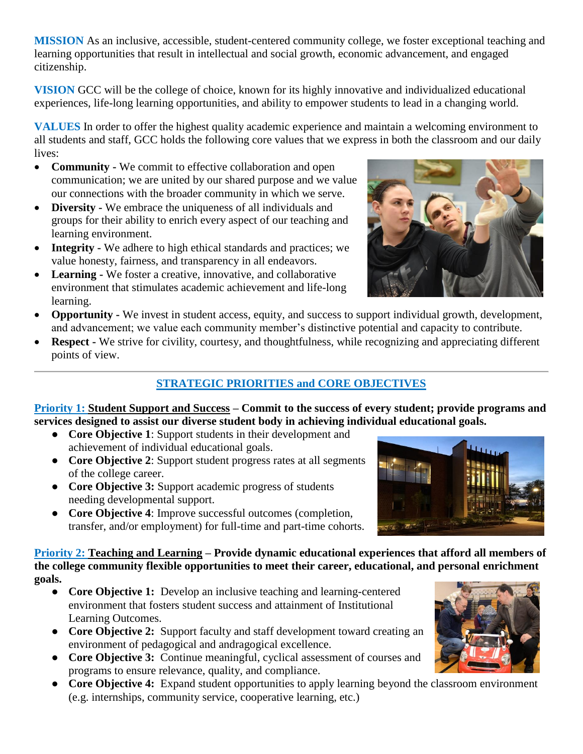**MISSION** As an inclusive, accessible, student-centered community college, we foster exceptional teaching and learning opportunities that result in intellectual and social growth, economic advancement, and engaged citizenship.

**VISION** GCC will be the college of choice, known for its highly innovative and individualized educational experiences, life-long learning opportunities, and ability to empower students to lead in a changing world.

**VALUES** In order to offer the highest quality academic experience and maintain a welcoming environment to all students and staff, GCC holds the following core values that we express in both the classroom and our daily lives:

- **Community -** We commit to effective collaboration and open communication; we are united by our shared purpose and we value our connections with the broader community in which we serve.
- **Diversity -** We embrace the uniqueness of all individuals and groups for their ability to enrich every aspect of our teaching and learning environment.
- **Integrity -** We adhere to high ethical standards and practices; we value honesty, fairness, and transparency in all endeavors.
- **Learning -** We foster a creative, innovative, and collaborative environment that stimulates academic achievement and life-long learning.
- **Opportunity -** We invest in student access, equity, and success to support individual growth, development, and advancement; we value each community member's distinctive potential and capacity to contribute.
- **Respect -** We strive for civility, courtesy, and thoughtfulness, while recognizing and appreciating different points of view.

---

## STRATEGIC PRIORITIES and CORE OBJECTIVES

**Priority 1: Student Support and Success – Commit to the success of every student; provide programs and services designed to assist our diverse student body in achieving individual educational goals.**

- **Core Objective 1**: Support students in their development and achievement of individual educational goals.
- **Core Objective 2**: Support student progress rates at all segments of the college career.
- **Core Objective 3:** Support academic progress of students needing developmental support.
- **Core Objective 4**: Improve successful outcomes (completion, transfer, and/or employment) for full-time and part-time cohorts.

**Priority 2: Teaching and Learning – Provide dynamic educational experiences that afford all members of the college community flexible opportunities to meet their career, educational, and personal enrichment goals.**

- **Core Objective 1:** Develop an inclusive teaching and learning-centered environment that fosters student success and attainment of Institutional Learning Outcomes.
- **Core Objective 2:** Support faculty and staff development toward creating an environment of pedagogical and andragogical excellence.
- **Core Objective 3:** Continue meaningful, cyclical assessment of courses and programs to ensure relevance, quality, and compliance.
- **Core Objective 4:** Expand student opportunities to apply learning beyond the classroom environment (e.g. internships, community service, cooperative learning, etc.)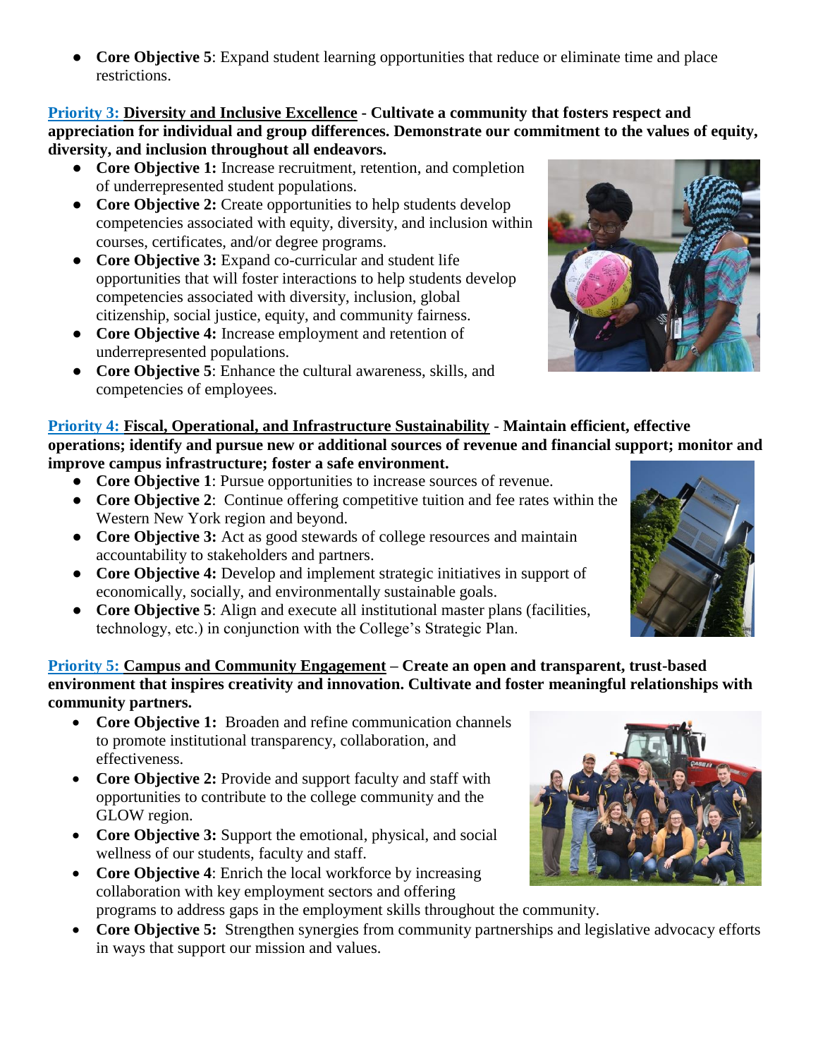- **Core Objective 5**: Expand student learning opportunities that reduce or eliminate time and place restrictions.

**Priority 3: Diversity and Inclusive Excellence - Cultivate a community that fosters respect and appreciation for individual and group differences. Demonstrate our commitment to the values of equity, diversity, and inclusion throughout all endeavors.**

- **Core Objective 1:** Increase recruitment, retention, and completion of underrepresented student populations.
- **Core Objective 2:** Create opportunities to help students develop competencies associated with equity, diversity, and inclusion within courses, certificates, and/or degree programs.
- **Core Objective 3:** Expand co-curricular and student life opportunities that will foster interactions to help students develop competencies associated with diversity, inclusion, global citizenship, social justice, equity, and community fairness.
- **Core Objective 4:** Increase employment and retention of underrepresented populations.
- **Core Objective 5**: Enhance the cultural awareness, skills, and competencies of employees.

**Priority 4: Fiscal, Operational, and Infrastructure Sustainability - Maintain efficient, effective operations; identify and pursue new or additional sources of revenue and financial support; monitor and improve campus infrastructure; foster a safe environment.**

- **Core Objective 1**: Pursue opportunities to increase sources of revenue.
- **Core Objective 2**: Continue offering competitive tuition and fee rates within the Western New York region and beyond.
- **Core Objective 3:** Act as good stewards of college resources and maintain accountability to stakeholders and partners.
- **Core Objective 4:** Develop and implement strategic initiatives in support of economically, socially, and environmentally sustainable goals.
- **Core Objective 5**: Align and execute all institutional master plans (facilities, technology, etc.) in conjunction with the College's Strategic Plan.

**Priority 5: Campus and Community Engagement – Create an open and transparent, trust-based environment that inspires creativity and innovation. Cultivate and foster meaningful relationships with community partners.**

- **Core Objective 1:** Broaden and refine communication channels to promote institutional transparency, collaboration, and effectiveness.
- **Core Objective 2:** Provide and support faculty and staff with opportunities to contribute to the college community and the GLOW region.
- **Core Objective 3:** Support the emotional, physical, and social wellness of our students, faculty and staff.
- **Core Objective 4**: Enrich the local workforce by increasing collaboration with key employment sectors and offering programs to address gaps in the employment skills throughout the community.
- **Core Objective 5:** Strengthen synergies from community partnerships and legislative advocacy efforts in ways that support our mission and values.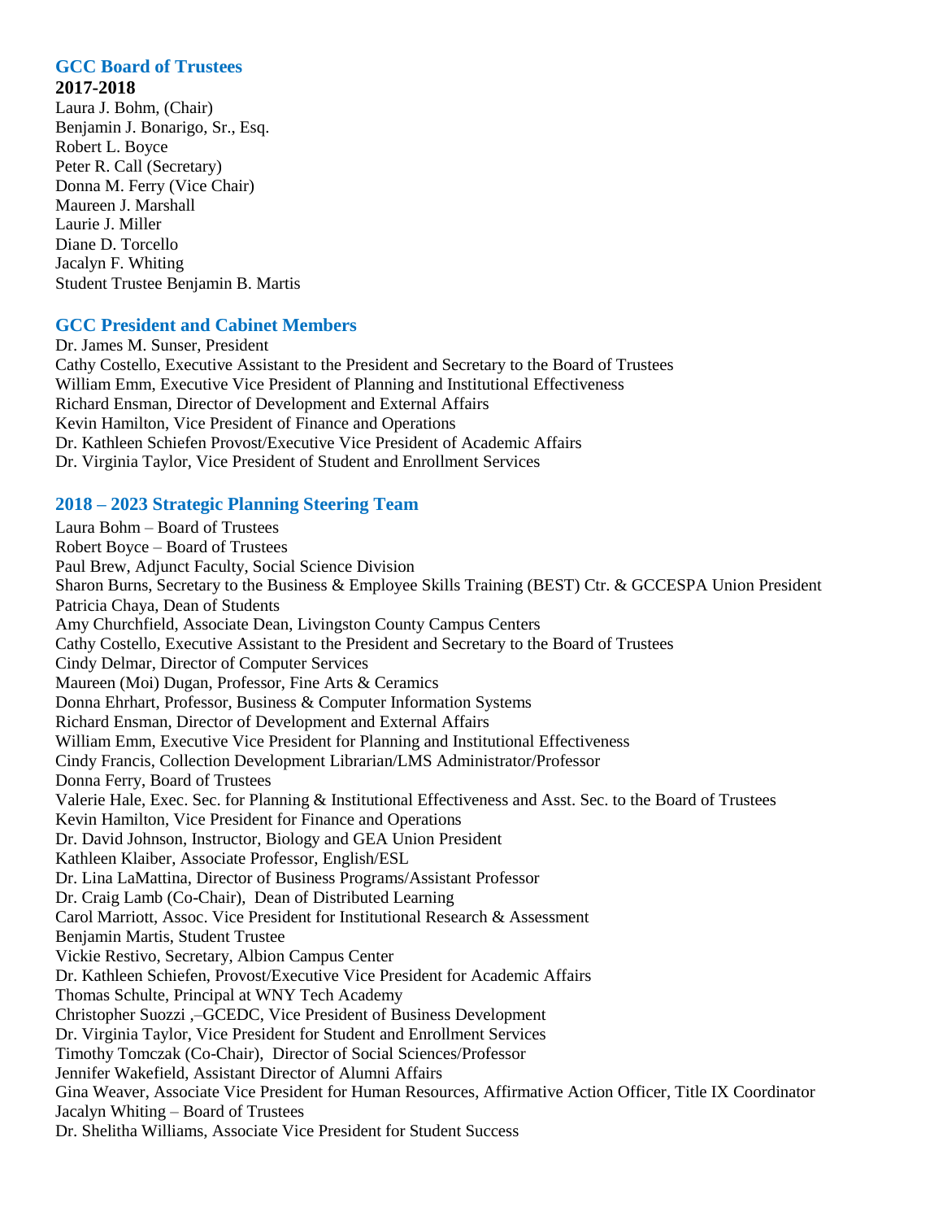## GCC Board of Trustees

**2017-2018**

Laura J. Bohm, (Chair)
Benjamin J. Bonarigo, Sr., Esq.
Robert L. Boyce
Peter R. Call (Secretary)
Donna M. Ferry (Vice Chair)
Maureen J. Marshall
Laurie J. Miller
Diane D. Torcello
Jacalyn F. Whiting
Student Trustee Benjamin B. Martis

## GCC President and Cabinet Members

Dr. James M. Sunser, President
Cathy Costello, Executive Assistant to the President and Secretary to the Board of Trustees
William Emm, Executive Vice President of Planning and Institutional Effectiveness
Richard Ensman, Director of Development and External Affairs
Kevin Hamilton, Vice President of Finance and Operations
Dr. Kathleen Schiefen Provost/Executive Vice President of Academic Affairs
Dr. Virginia Taylor, Vice President of Student and Enrollment Services

## 2018 – 2023 Strategic Planning Steering Team

Laura Bohm – Board of Trustees
Robert Boyce – Board of Trustees
Paul Brew, Adjunct Faculty, Social Science Division
Sharon Burns, Secretary to the Business & Employee Skills Training (BEST) Ctr. & GCCESPA Union President
Patricia Chaya, Dean of Students
Amy Churchfield, Associate Dean, Livingston County Campus Centers
Cathy Costello, Executive Assistant to the President and Secretary to the Board of Trustees
Cindy Delmar, Director of Computer Services
Maureen (Moi) Dugan, Professor, Fine Arts & Ceramics
Donna Ehrhart, Professor, Business & Computer Information Systems
Richard Ensman, Director of Development and External Affairs
William Emm, Executive Vice President for Planning and Institutional Effectiveness
Cindy Francis, Collection Development Librarian/LMS Administrator/Professor
Donna Ferry, Board of Trustees
Valerie Hale, Exec. Sec. for Planning & Institutional Effectiveness and Asst. Sec. to the Board of Trustees
Kevin Hamilton, Vice President for Finance and Operations
Dr. David Johnson, Instructor, Biology and GEA Union President
Kathleen Klaiber, Associate Professor, English/ESL
Dr. Lina LaMattina, Director of Business Programs/Assistant Professor
Dr. Craig Lamb (Co-Chair), Dean of Distributed Learning
Carol Marriott, Assoc. Vice President for Institutional Research & Assessment
Benjamin Martis, Student Trustee
Vickie Restivo, Secretary, Albion Campus Center
Dr. Kathleen Schiefen, Provost/Executive Vice President for Academic Affairs
Thomas Schulte, Principal at WNY Tech Academy
Christopher Suozzi ,–GCEDC, Vice President of Business Development
Dr. Virginia Taylor, Vice President for Student and Enrollment Services
Timothy Tomczak (Co-Chair), Director of Social Sciences/Professor
Jennifer Wakefield, Assistant Director of Alumni Affairs
Gina Weaver, Associate Vice President for Human Resources, Affirmative Action Officer, Title IX Coordinator
Jacalyn Whiting – Board of Trustees
Dr. Shelitha Williams, Associate Vice President for Student Success